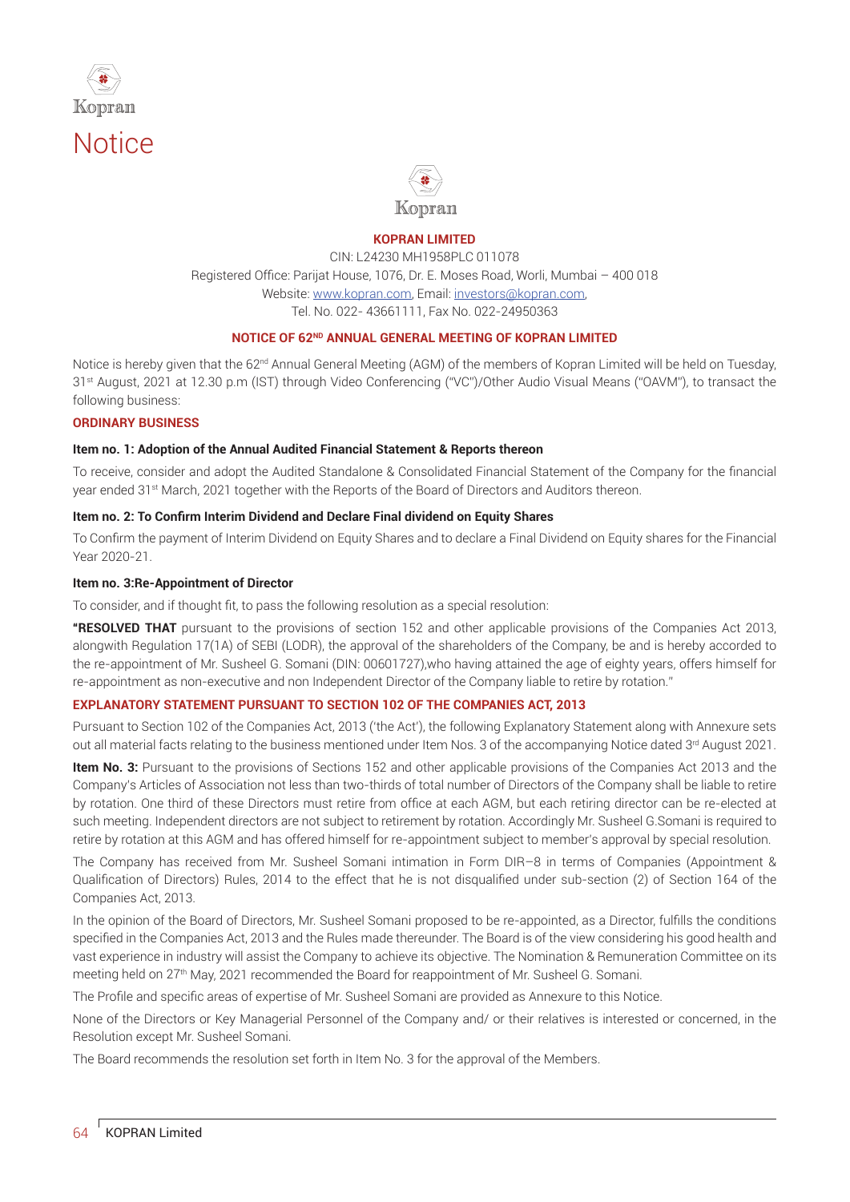# Notice

**KOPRAN LIMITED**

CIN: L24230 MH1958PLC 011078

Registered Office: Parijat House, 1076, Dr. E. Moses Road, Worli, Mumbai – 400 018

Website: www.kopran.com, Email: investors@kopran.com,

Tel. No. 022- 43661111, Fax No. 022-24950363

## NOTICE OF 62ND ANNUAL GENERAL MEETING OF KOPRAN LIMITED

Notice is hereby given that the 62nd Annual General Meeting (AGM) of the members of Kopran Limited will be held on Tuesday, 31st August, 2021 at 12.30 p.m (IST) through Video Conferencing ("VC")/Other Audio Visual Means ("OAVM"), to transact the following business:

### ORDINARY BUSINESS

**Item no. 1: Adoption of the Annual Audited Financial Statement & Reports thereon**

To receive, consider and adopt the Audited Standalone & Consolidated Financial Statement of the Company for the financial year ended 31st March, 2021 together with the Reports of the Board of Directors and Auditors thereon.

**Item no. 2: To Confirm Interim Dividend and Declare Final dividend on Equity Shares**

To Confirm the payment of Interim Dividend on Equity Shares and to declare a Final Dividend on Equity shares for the Financial Year 2020-21.

**Item no. 3:Re-Appointment of Director**

To consider, and if thought fit, to pass the following resolution as a special resolution:

**"RESOLVED THAT** pursuant to the provisions of section 152 and other applicable provisions of the Companies Act 2013, alongwith Regulation 17(1A) of SEBI (LODR), the approval of the shareholders of the Company, be and is hereby accorded to the re-appointment of Mr. Susheel G. Somani (DIN: 00601727),who having attained the age of eighty years, offers himself for re-appointment as non-executive and non Independent Director of the Company liable to retire by rotation."

### EXPLANATORY STATEMENT PURSUANT TO SECTION 102 OF THE COMPANIES ACT, 2013

Pursuant to Section 102 of the Companies Act, 2013 ('the Act'), the following Explanatory Statement along with Annexure sets out all material facts relating to the business mentioned under Item Nos. 3 of the accompanying Notice dated 3rd August 2021.

**Item No. 3:** Pursuant to the provisions of Sections 152 and other applicable provisions of the Companies Act 2013 and the Company's Articles of Association not less than two-thirds of total number of Directors of the Company shall be liable to retire by rotation. One third of these Directors must retire from office at each AGM, but each retiring director can be re-elected at such meeting. Independent directors are not subject to retirement by rotation. Accordingly Mr. Susheel G.Somani is required to retire by rotation at this AGM and has offered himself for re-appointment subject to member's approval by special resolution.

The Company has received from Mr. Susheel Somani intimation in Form DIR–8 in terms of Companies (Appointment & Qualification of Directors) Rules, 2014 to the effect that he is not disqualified under sub-section (2) of Section 164 of the Companies Act, 2013.

In the opinion of the Board of Directors, Mr. Susheel Somani proposed to be re-appointed, as a Director, fulfills the conditions specified in the Companies Act, 2013 and the Rules made thereunder. The Board is of the view considering his good health and vast experience in industry will assist the Company to achieve its objective. The Nomination & Remuneration Committee on its meeting held on 27th May, 2021 recommended the Board for reappointment of Mr. Susheel G. Somani.

The Profile and specific areas of expertise of Mr. Susheel Somani are provided as Annexure to this Notice.

None of the Directors or Key Managerial Personnel of the Company and/ or their relatives is interested or concerned, in the Resolution except Mr. Susheel Somani.

The Board recommends the resolution set forth in Item No. 3 for the approval of the Members.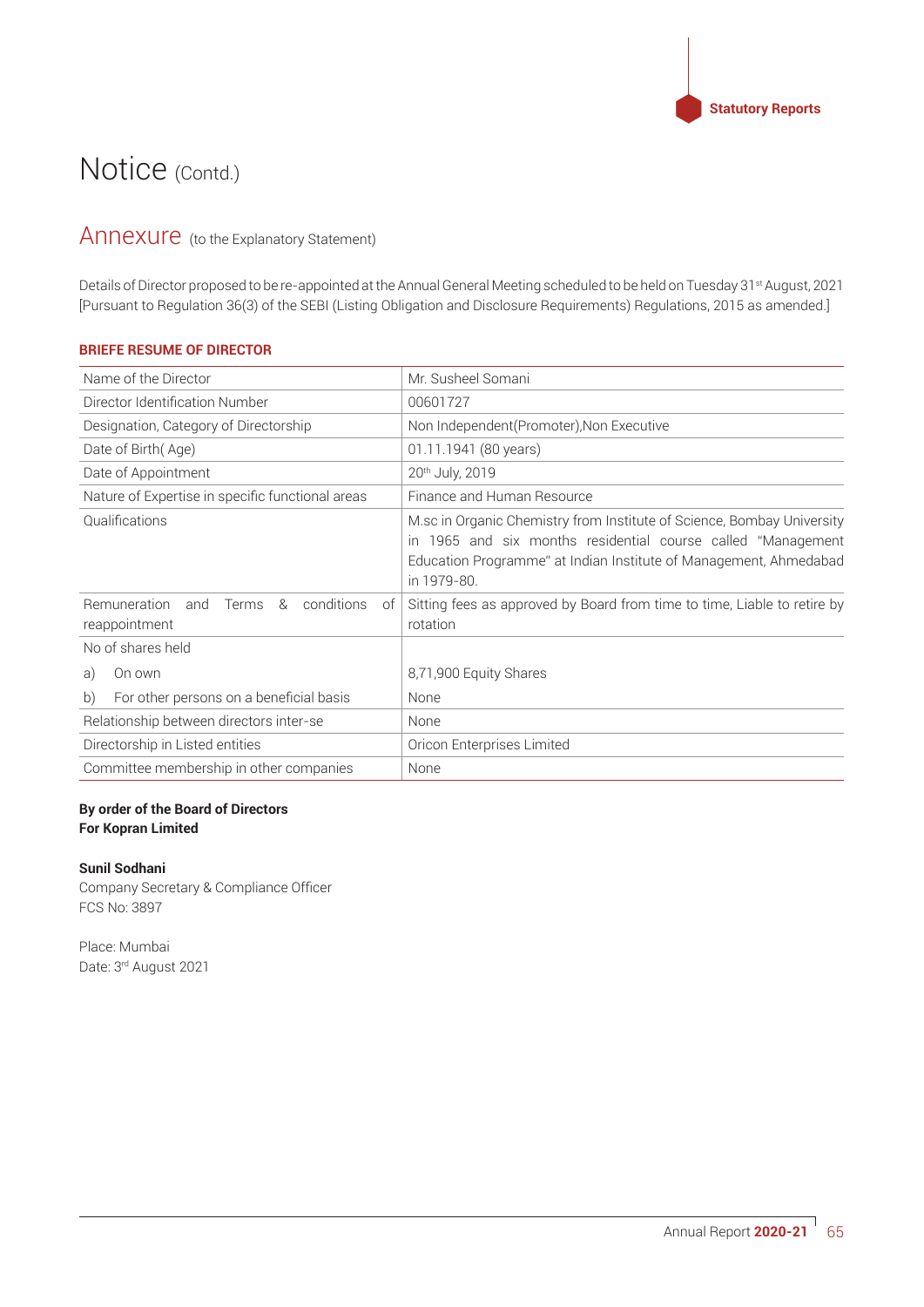# Notice (Contd.)

## Annexure (to the Explanatory Statement)

Details of Director proposed to be re-appointed at the Annual General Meeting scheduled to be held on Tuesday 31st August, 2021 [Pursuant to Regulation 36(3) of the SEBI (Listing Obligation and Disclosure Requirements) Regulations, 2015 as amended.]

**BRIEFE RESUME OF DIRECTOR**

| Name of the Director | Mr. Susheel Somani |
|---|---|
| Director Identification Number | 00601727 |
| Designation, Category of Directorship | Non Independent(Promoter),Non Executive |
| Date of Birth( Age) | 01.11.1941 (80 years) |
| Date of Appointment | 20th July, 2019 |
| Nature of Expertise in specific functional areas | Finance and Human Resource |
| Qualifications | M.sc in Organic Chemistry from Institute of Science, Bombay University in 1965 and six months residential course called "Management Education Programme" at Indian Institute of Management, Ahmedabad in 1979-80. |
| Remuneration and Terms & conditions of reappointment | Sitting fees as approved by Board from time to time, Liable to retire by rotation |
| No of shares held | |
| a) On own | 8,71,900 Equity Shares |
| b) For other persons on a beneficial basis | None |
| Relationship between directors inter-se | None |
| Directorship in Listed entities | Oricon Enterprises Limited |
| Committee membership in other companies | None |

**By order of the Board of Directors**
**For Kopran Limited**

**Sunil Sodhani**
Company Secretary & Compliance Officer
FCS No: 3897

Place: Mumbai
Date: 3rd August 2021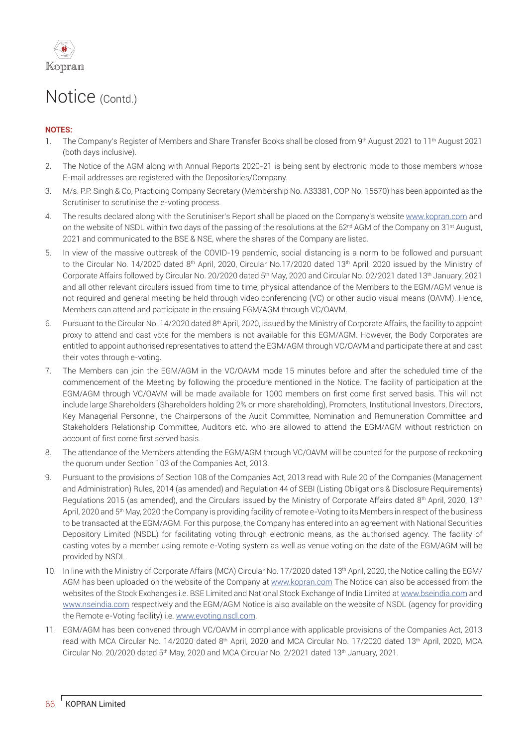# Notice (Contd.)

**NOTES:**

1. The Company's Register of Members and Share Transfer Books shall be closed from 9th August 2021 to 11th August 2021 (both days inclusive).
2. The Notice of the AGM along with Annual Reports 2020-21 is being sent by electronic mode to those members whose E-mail addresses are registered with the Depositories/Company.
3. M/s. P.P. Singh & Co, Practicing Company Secretary (Membership No. A33381, COP No. 15570) has been appointed as the Scrutiniser to scrutinise the e-voting process.
4. The results declared along with the Scrutiniser's Report shall be placed on the Company's website www.kopran.com and on the website of NSDL within two days of the passing of the resolutions at the 62nd AGM of the Company on 31st August, 2021 and communicated to the BSE & NSE, where the shares of the Company are listed.
5. In view of the massive outbreak of the COVID-19 pandemic, social distancing is a norm to be followed and pursuant to the Circular No. 14/2020 dated 8th April, 2020, Circular No.17/2020 dated 13th April, 2020 issued by the Ministry of Corporate Affairs followed by Circular No. 20/2020 dated 5th May, 2020 and Circular No. 02/2021 dated 13th January, 2021 and all other relevant circulars issued from time to time, physical attendance of the Members to the EGM/AGM venue is not required and general meeting be held through video conferencing (VC) or other audio visual means (OAVM). Hence, Members can attend and participate in the ensuing EGM/AGM through VC/OAVM.
6. Pursuant to the Circular No. 14/2020 dated 8th April, 2020, issued by the Ministry of Corporate Affairs, the facility to appoint proxy to attend and cast vote for the members is not available for this EGM/AGM. However, the Body Corporates are entitled to appoint authorised representatives to attend the EGM/AGM through VC/OAVM and participate there at and cast their votes through e-voting.
7. The Members can join the EGM/AGM in the VC/OAVM mode 15 minutes before and after the scheduled time of the commencement of the Meeting by following the procedure mentioned in the Notice. The facility of participation at the EGM/AGM through VC/OAVM will be made available for 1000 members on first come first served basis. This will not include large Shareholders (Shareholders holding 2% or more shareholding), Promoters, Institutional Investors, Directors, Key Managerial Personnel, the Chairpersons of the Audit Committee, Nomination and Remuneration Committee and Stakeholders Relationship Committee, Auditors etc. who are allowed to attend the EGM/AGM without restriction on account of first come first served basis.
8. The attendance of the Members attending the EGM/AGM through VC/OAVM will be counted for the purpose of reckoning the quorum under Section 103 of the Companies Act, 2013.
9. Pursuant to the provisions of Section 108 of the Companies Act, 2013 read with Rule 20 of the Companies (Management and Administration) Rules, 2014 (as amended) and Regulation 44 of SEBI (Listing Obligations & Disclosure Requirements) Regulations 2015 (as amended), and the Circulars issued by the Ministry of Corporate Affairs dated 8th April, 2020, 13th April, 2020 and 5th May, 2020 the Company is providing facility of remote e-Voting to its Members in respect of the business to be transacted at the EGM/AGM. For this purpose, the Company has entered into an agreement with National Securities Depository Limited (NSDL) for facilitating voting through electronic means, as the authorised agency. The facility of casting votes by a member using remote e-Voting system as well as venue voting on the date of the EGM/AGM will be provided by NSDL.
10. In line with the Ministry of Corporate Affairs (MCA) Circular No. 17/2020 dated 13th April, 2020, the Notice calling the EGM/AGM has been uploaded on the website of the Company at www.kopran.com The Notice can also be accessed from the websites of the Stock Exchanges i.e. BSE Limited and National Stock Exchange of India Limited at www.bseindia.com and www.nseindia.com respectively and the EGM/AGM Notice is also available on the website of NSDL (agency for providing the Remote e-Voting facility) i.e. www.evoting.nsdl.com.
11. EGM/AGM has been convened through VC/OAVM in compliance with applicable provisions of the Companies Act, 2013 read with MCA Circular No. 14/2020 dated 8th April, 2020 and MCA Circular No. 17/2020 dated 13th April, 2020, MCA Circular No. 20/2020 dated 5th May, 2020 and MCA Circular No. 2/2021 dated 13th January, 2021.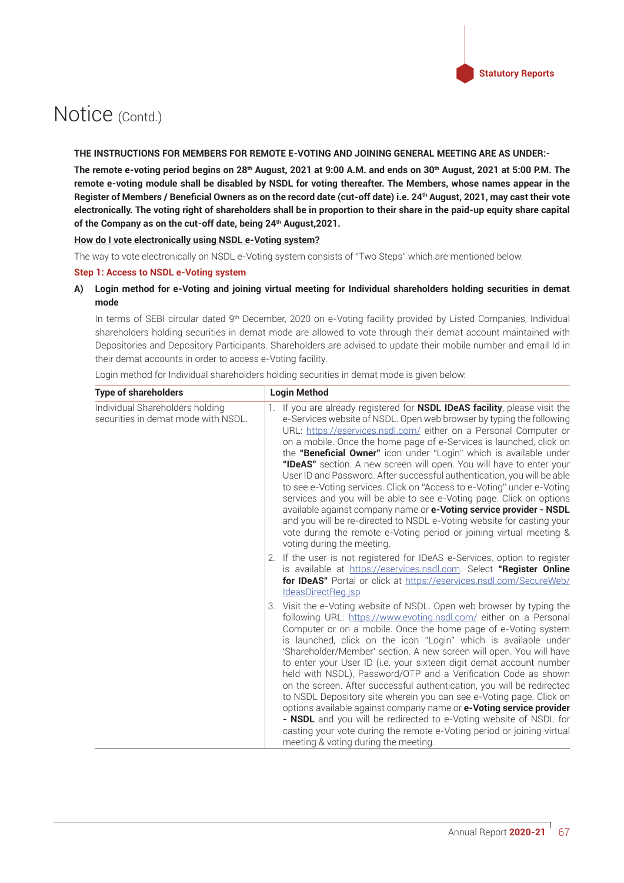# Notice (Contd.)

**THE INSTRUCTIONS FOR MEMBERS FOR REMOTE E-VOTING AND JOINING GENERAL MEETING ARE AS UNDER:-**

**The remote e-voting period begins on 28th August, 2021 at 9:00 A.M. and ends on 30th August, 2021 at 5:00 P.M. The remote e-voting module shall be disabled by NSDL for voting thereafter. The Members, whose names appear in the Register of Members / Beneficial Owners as on the record date (cut-off date) i.e. 24th August, 2021, may cast their vote electronically. The voting right of shareholders shall be in proportion to their share in the paid-up equity share capital of the Company as on the cut-off date, being 24th August,2021.**

**How do I vote electronically using NSDL e-Voting system?**

The way to vote electronically on NSDL e-Voting system consists of "Two Steps" which are mentioned below:

**Step 1: Access to NSDL e-Voting system**

**A) Login method for e-Voting and joining virtual meeting for Individual shareholders holding securities in demat mode**

In terms of SEBI circular dated 9th December, 2020 on e-Voting facility provided by Listed Companies, Individual shareholders holding securities in demat mode are allowed to vote through their demat account maintained with Depositories and Depository Participants. Shareholders are advised to update their mobile number and email Id in their demat accounts in order to access e-Voting facility.

Login method for Individual shareholders holding securities in demat mode is given below:

| Type of shareholders | Login Method |
|---|---|
| Individual Shareholders holding securities in demat mode with NSDL. | 1. If you are already registered for **NSDL IDeAS facility**, please visit the e-Services website of NSDL. Open web browser by typing the following URL: https://eservices.nsdl.com/ either on a Personal Computer or on a mobile. Once the home page of e-Services is launched, click on the **"Beneficial Owner"** icon under "Login" which is available under **"IDeAS"** section. A new screen will open. You will have to enter your User ID and Password. After successful authentication, you will be able to see e-Voting services. Click on "Access to e-Voting" under e-Voting services and you will be able to see e-Voting page. Click on options available against company name or **e-Voting service provider - NSDL** and you will be re-directed to NSDL e-Voting website for casting your vote during the remote e-Voting period or joining virtual meeting & voting during the meeting.<br>2. If the user is not registered for IDeAS e-Services, option to register is available at https://eservices.nsdl.com. Select **"Register Online for IDeAS"** Portal or click at https://eservices.nsdl.com/SecureWeb/IdeasDirectReg.jsp<br>3. Visit the e-Voting website of NSDL. Open web browser by typing the following URL: https://www.evoting.nsdl.com/ either on a Personal Computer or on a mobile. Once the home page of e-Voting system is launched, click on the icon "Login" which is available under 'Shareholder/Member' section. A new screen will open. You will have to enter your User ID (i.e. your sixteen digit demat account number held with NSDL), Password/OTP and a Verification Code as shown on the screen. After successful authentication, you will be redirected to NSDL Depository site wherein you can see e-Voting page. Click on options available against company name or **e-Voting service provider - NSDL** and you will be redirected to e-Voting website of NSDL for casting your vote during the remote e-Voting period or joining virtual meeting & voting during the meeting. |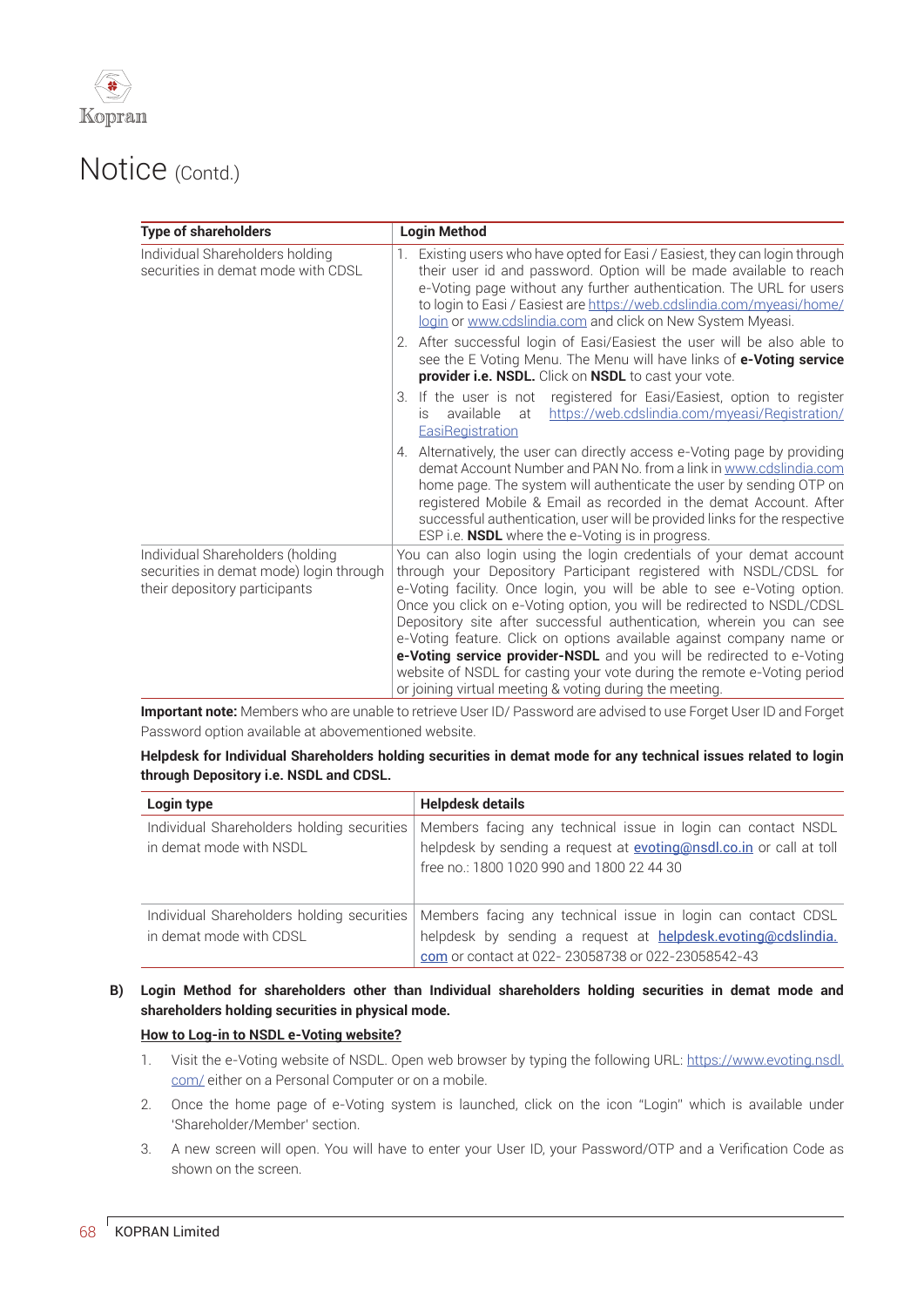# Notice (Contd.)

| Type of shareholders | Login Method |
|---|---|
| Individual Shareholders holding securities in demat mode with CDSL | 1. Existing users who have opted for Easi / Easiest, they can login through their user id and password. Option will be made available to reach e-Voting page without any further authentication. The URL for users to login to Easi / Easiest are https://web.cdslindia.com/myeasi/home/login or www.cdslindia.com and click on New System Myeasi.<br>2. After successful login of Easi/Easiest the user will be also able to see the E Voting Menu. The Menu will have links of **e-Voting service provider i.e. NSDL.** Click on **NSDL** to cast your vote.<br>3. If the user is not registered for Easi/Easiest, option to register is available at https://web.cdslindia.com/myeasi/Registration/EasiRegistration<br>4. Alternatively, the user can directly access e-Voting page by providing demat Account Number and PAN No. from a link in www.cdslindia.com home page. The system will authenticate the user by sending OTP on registered Mobile & Email as recorded in the demat Account. After successful authentication, user will be provided links for the respective ESP i.e. **NSDL** where the e-Voting is in progress. |
| Individual Shareholders (holding securities in demat mode) login through their depository participants | You can also login using the login credentials of your demat account through your Depository Participant registered with NSDL/CDSL for e-Voting facility. Once login, you will be able to see e-Voting option. Once you click on e-Voting option, you will be redirected to NSDL/CDSL Depository site after successful authentication, wherein you can see e-Voting feature. Click on options available against company name or **e-Voting service provider-NSDL** and you will be redirected to e-Voting website of NSDL for casting your vote during the remote e-Voting period or joining virtual meeting & voting during the meeting. |

**Important note:** Members who are unable to retrieve User ID/ Password are advised to use Forget User ID and Forget Password option available at abovementioned website.

**Helpdesk for Individual Shareholders holding securities in demat mode for any technical issues related to login through Depository i.e. NSDL and CDSL.**

| Login type | Helpdesk details |
|---|---|
| Individual Shareholders holding securities in demat mode with NSDL | Members facing any technical issue in login can contact NSDL helpdesk by sending a request at evoting@nsdl.co.in or call at toll free no.: 1800 1020 990 and 1800 22 44 30 |
| Individual Shareholders holding securities in demat mode with CDSL | Members facing any technical issue in login can contact CDSL helpdesk by sending a request at helpdesk.evoting@cdslindia.com or contact at 022- 23058738 or 022-23058542-43 |

**B) Login Method for shareholders other than Individual shareholders holding securities in demat mode and shareholders holding securities in physical mode.**

**How to Log-in to NSDL e-Voting website?**

1. Visit the e-Voting website of NSDL. Open web browser by typing the following URL: https://www.evoting.nsdl.com/ either on a Personal Computer or on a mobile.
2. Once the home page of e-Voting system is launched, click on the icon "Login" which is available under 'Shareholder/Member' section.
3. A new screen will open. You will have to enter your User ID, your Password/OTP and a Verification Code as shown on the screen.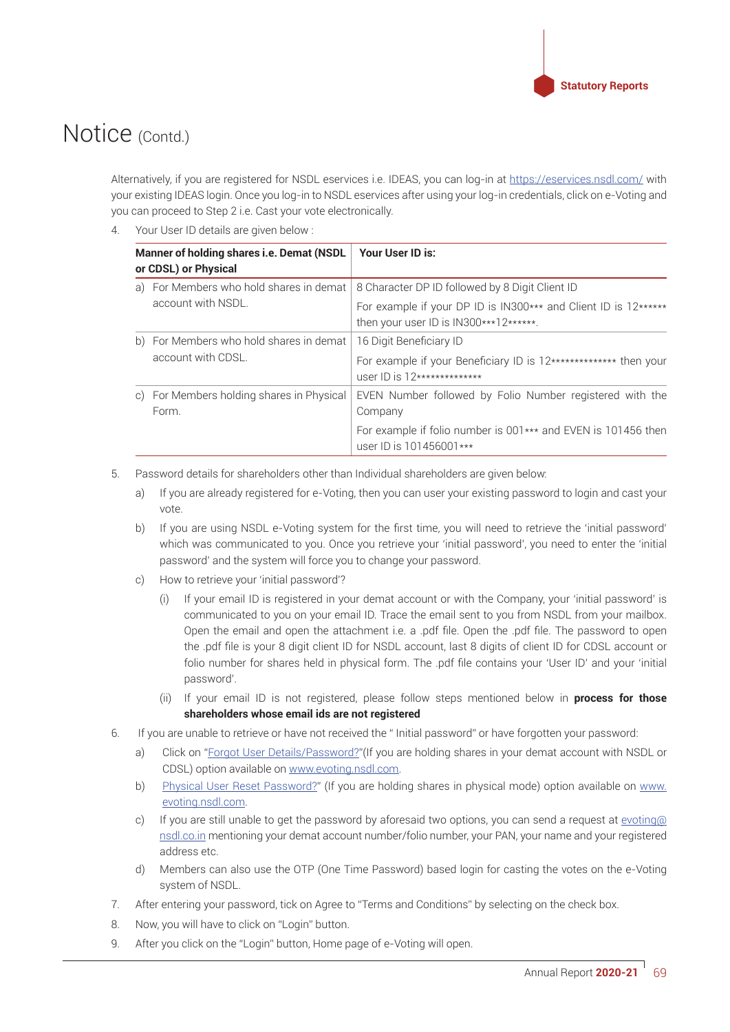# Notice (Contd.)

Alternatively, if you are registered for NSDL eservices i.e. IDEAS, you can log-in at https://eservices.nsdl.com/ with your existing IDEAS login. Once you log-in to NSDL eservices after using your log-in credentials, click on e-Voting and you can proceed to Step 2 i.e. Cast your vote electronically.

4. Your User ID details are given below :

| Manner of holding shares i.e. Demat (NSDL or CDSL) or Physical | Your User ID is: |
|---|---|
| a) For Members who hold shares in demat account with NSDL. | 8 Character DP ID followed by 8 Digit Client ID<br>For example if your DP ID is IN300*** and Client ID is 12****** then your user ID is IN300***12******. |
| b) For Members who hold shares in demat account with CDSL. | 16 Digit Beneficiary ID<br>For example if your Beneficiary ID is 12************** then your user ID is 12************** |
| c) For Members holding shares in Physical Form. | EVEN Number followed by Folio Number registered with the Company<br>For example if folio number is 001*** and EVEN is 101456 then user ID is 101456001*** |

5. Password details for shareholders other than Individual shareholders are given below:

   a) If you are already registered for e-Voting, then you can user your existing password to login and cast your vote.

   b) If you are using NSDL e-Voting system for the first time, you will need to retrieve the 'initial password' which was communicated to you. Once you retrieve your 'initial password', you need to enter the 'initial password' and the system will force you to change your password.

   c) How to retrieve your 'initial password'?

      (i) If your email ID is registered in your demat account or with the Company, your 'initial password' is communicated to you on your email ID. Trace the email sent to you from NSDL from your mailbox. Open the email and open the attachment i.e. a .pdf file. Open the .pdf file. The password to open the .pdf file is your 8 digit client ID for NSDL account, last 8 digits of client ID for CDSL account or folio number for shares held in physical form. The .pdf file contains your 'User ID' and your 'initial password'.

      (ii) If your email ID is not registered, please follow steps mentioned below in **process for those shareholders whose email ids are not registered**

6. If you are unable to retrieve or have not received the " Initial password" or have forgotten your password:

   a) Click on "Forgot User Details/Password?"(If you are holding shares in your demat account with NSDL or CDSL) option available on www.evoting.nsdl.com.

   b) Physical User Reset Password?" (If you are holding shares in physical mode) option available on www.evoting.nsdl.com.

   c) If you are still unable to get the password by aforesaid two options, you can send a request at evoting@nsdl.co.in mentioning your demat account number/folio number, your PAN, your name and your registered address etc.

   d) Members can also use the OTP (One Time Password) based login for casting the votes on the e-Voting system of NSDL.

7. After entering your password, tick on Agree to "Terms and Conditions" by selecting on the check box.

8. Now, you will have to click on "Login" button.

9. After you click on the "Login" button, Home page of e-Voting will open.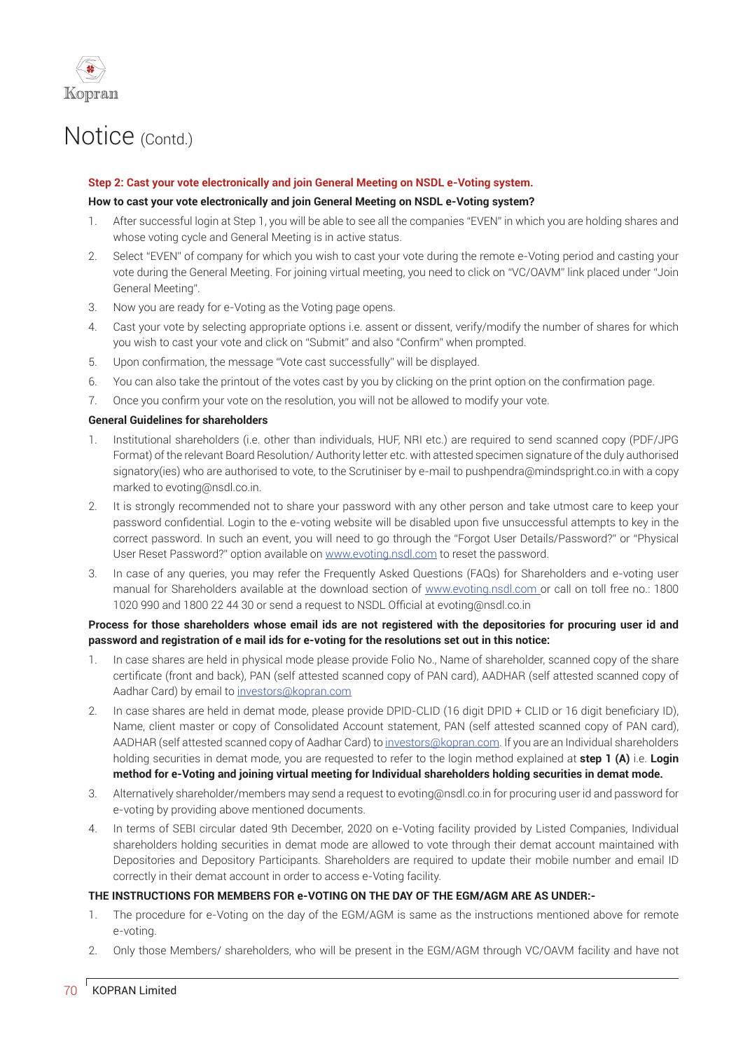# Notice (Contd.)

**Step 2: Cast your vote electronically and join General Meeting on NSDL e-Voting system.**

**How to cast your vote electronically and join General Meeting on NSDL e-Voting system?**

1. After successful login at Step 1, you will be able to see all the companies "EVEN" in which you are holding shares and whose voting cycle and General Meeting is in active status.
2. Select "EVEN" of company for which you wish to cast your vote during the remote e-Voting period and casting your vote during the General Meeting. For joining virtual meeting, you need to click on "VC/OAVM" link placed under "Join General Meeting".
3. Now you are ready for e-Voting as the Voting page opens.
4. Cast your vote by selecting appropriate options i.e. assent or dissent, verify/modify the number of shares for which you wish to cast your vote and click on "Submit" and also "Confirm" when prompted.
5. Upon confirmation, the message "Vote cast successfully" will be displayed.
6. You can also take the printout of the votes cast by you by clicking on the print option on the confirmation page.
7. Once you confirm your vote on the resolution, you will not be allowed to modify your vote.

**General Guidelines for shareholders**

1. Institutional shareholders (i.e. other than individuals, HUF, NRI etc.) are required to send scanned copy (PDF/JPG Format) of the relevant Board Resolution/ Authority letter etc. with attested specimen signature of the duly authorised signatory(ies) who are authorised to vote, to the Scrutiniser by e-mail to pushpendra@mindspright.co.in with a copy marked to evoting@nsdl.co.in.
2. It is strongly recommended not to share your password with any other person and take utmost care to keep your password confidential. Login to the e-voting website will be disabled upon five unsuccessful attempts to key in the correct password. In such an event, you will need to go through the "Forgot User Details/Password?" or "Physical User Reset Password?" option available on www.evoting.nsdl.com to reset the password.
3. In case of any queries, you may refer the Frequently Asked Questions (FAQs) for Shareholders and e-voting user manual for Shareholders available at the download section of www.evoting.nsdl.com or call on toll free no.: 1800 1020 990 and 1800 22 44 30 or send a request to NSDL Official at evoting@nsdl.co.in

**Process for those shareholders whose email ids are not registered with the depositories for procuring user id and password and registration of e mail ids for e-voting for the resolutions set out in this notice:**

1. In case shares are held in physical mode please provide Folio No., Name of shareholder, scanned copy of the share certificate (front and back), PAN (self attested scanned copy of PAN card), AADHAR (self attested scanned copy of Aadhar Card) by email to investors@kopran.com
2. In case shares are held in demat mode, please provide DPID-CLID (16 digit DPID + CLID or 16 digit beneficiary ID), Name, client master or copy of Consolidated Account statement, PAN (self attested scanned copy of PAN card), AADHAR (self attested scanned copy of Aadhar Card) to investors@kopran.com. If you are an Individual shareholders holding securities in demat mode, you are requested to refer to the login method explained at **step 1 (A)** i.e. **Login method for e-Voting and joining virtual meeting for Individual shareholders holding securities in demat mode.**
3. Alternatively shareholder/members may send a request to evoting@nsdl.co.in for procuring user id and password for e-voting by providing above mentioned documents.
4. In terms of SEBI circular dated 9th December, 2020 on e-Voting facility provided by Listed Companies, Individual shareholders holding securities in demat mode are allowed to vote through their demat account maintained with Depositories and Depository Participants. Shareholders are required to update their mobile number and email ID correctly in their demat account in order to access e-Voting facility.

**THE INSTRUCTIONS FOR MEMBERS FOR e-VOTING ON THE DAY OF THE EGM/AGM ARE AS UNDER:-**

1. The procedure for e-Voting on the day of the EGM/AGM is same as the instructions mentioned above for remote e-voting.
2. Only those Members/ shareholders, who will be present in the EGM/AGM through VC/OAVM facility and have not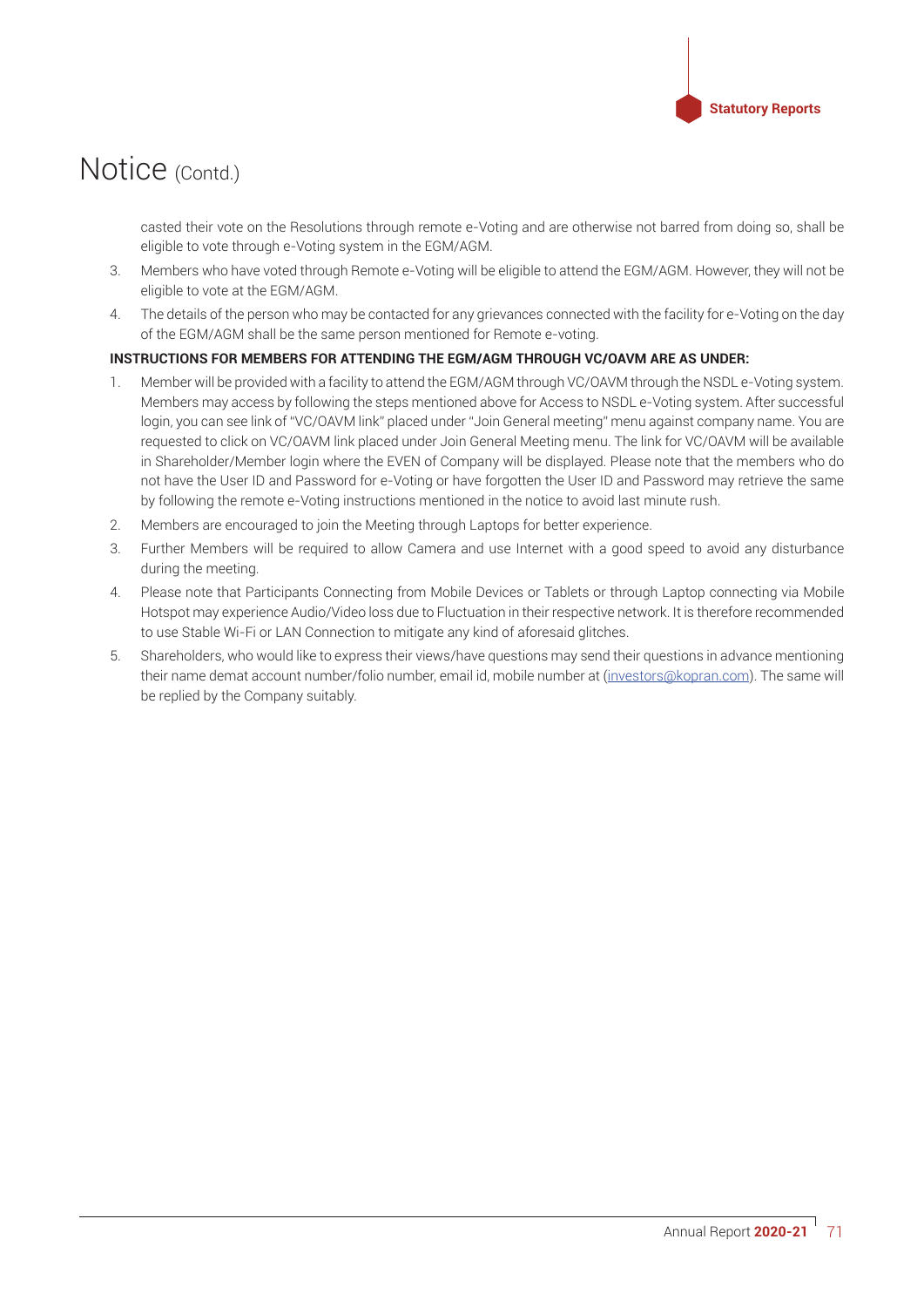# Notice (Contd.)

casted their vote on the Resolutions through remote e-Voting and are otherwise not barred from doing so, shall be eligible to vote through e-Voting system in the EGM/AGM.

3. Members who have voted through Remote e-Voting will be eligible to attend the EGM/AGM. However, they will not be eligible to vote at the EGM/AGM.
4. The details of the person who may be contacted for any grievances connected with the facility for e-Voting on the day of the EGM/AGM shall be the same person mentioned for Remote e-voting.

**INSTRUCTIONS FOR MEMBERS FOR ATTENDING THE EGM/AGM THROUGH VC/OAVM ARE AS UNDER:**

1. Member will be provided with a facility to attend the EGM/AGM through VC/OAVM through the NSDL e-Voting system. Members may access by following the steps mentioned above for Access to NSDL e-Voting system. After successful login, you can see link of "VC/OAVM link" placed under "Join General meeting" menu against company name. You are requested to click on VC/OAVM link placed under Join General Meeting menu. The link for VC/OAVM will be available in Shareholder/Member login where the EVEN of Company will be displayed. Please note that the members who do not have the User ID and Password for e-Voting or have forgotten the User ID and Password may retrieve the same by following the remote e-Voting instructions mentioned in the notice to avoid last minute rush.
2. Members are encouraged to join the Meeting through Laptops for better experience.
3. Further Members will be required to allow Camera and use Internet with a good speed to avoid any disturbance during the meeting.
4. Please note that Participants Connecting from Mobile Devices or Tablets or through Laptop connecting via Mobile Hotspot may experience Audio/Video loss due to Fluctuation in their respective network. It is therefore recommended to use Stable Wi-Fi or LAN Connection to mitigate any kind of aforesaid glitches.
5. Shareholders, who would like to express their views/have questions may send their questions in advance mentioning their name demat account number/folio number, email id, mobile number at (investors@kopran.com). The same will be replied by the Company suitably.